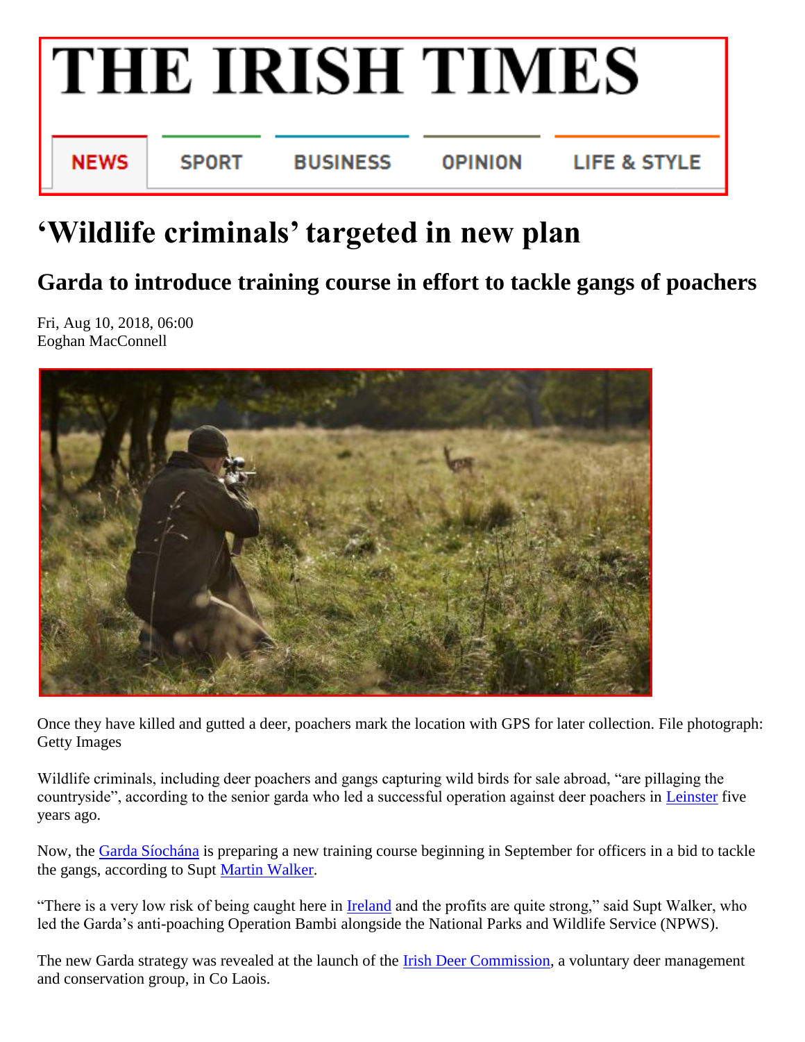# THE IRISH TIMES

NEWS | SPORT | BUSINESS | OPINION | LIFE & STYLE

# 'Wildlife criminals' targeted in new plan

## Garda to introduce training course in effort to tackle gangs of poachers

Fri, Aug 10, 2018, 06:00
Eoghan MacConnell

Once they have killed and gutted a deer, poachers mark the location with GPS for later collection. File photograph: Getty Images

Wildlife criminals, including deer poachers and gangs capturing wild birds for sale abroad, "are pillaging the countryside", according to the senior garda who led a successful operation against deer poachers in Leinster five years ago.

Now, the Garda Síochána is preparing a new training course beginning in September for officers in a bid to tackle the gangs, according to Supt Martin Walker.

"There is a very low risk of being caught here in Ireland and the profits are quite strong," said Supt Walker, who led the Garda's anti-poaching Operation Bambi alongside the National Parks and Wildlife Service (NPWS).

The new Garda strategy was revealed at the launch of the Irish Deer Commission, a voluntary deer management and conservation group, in Co Laois.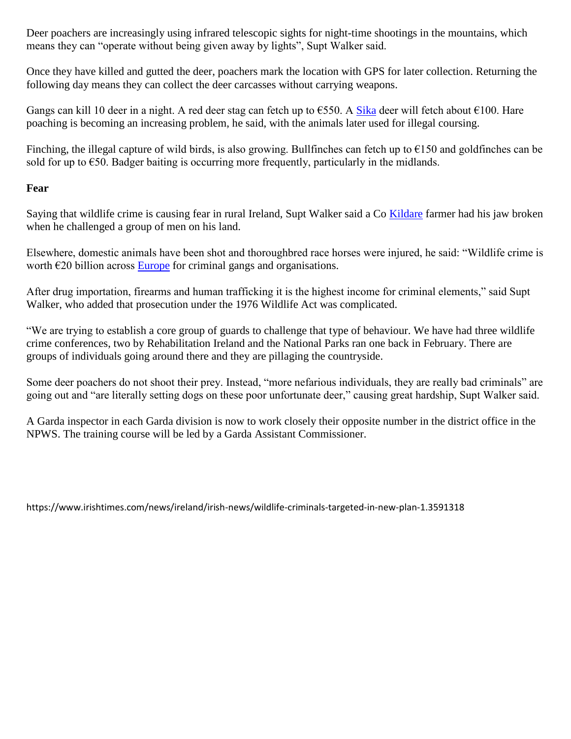Deer poachers are increasingly using infrared telescopic sights for night-time shootings in the mountains, which means they can "operate without being given away by lights", Supt Walker said.

Once they have killed and gutted the deer, poachers mark the location with GPS for later collection. Returning the following day means they can collect the deer carcasses without carrying weapons.

Gangs can kill 10 deer in a night. A red deer stag can fetch up to €550. A Sika deer will fetch about €100. Hare poaching is becoming an increasing problem, he said, with the animals later used for illegal coursing.

Finching, the illegal capture of wild birds, is also growing. Bullfinches can fetch up to €150 and goldfinches can be sold for up to €50. Badger baiting is occurring more frequently, particularly in the midlands.

**Fear**

Saying that wildlife crime is causing fear in rural Ireland, Supt Walker said a Co Kildare farmer had his jaw broken when he challenged a group of men on his land.

Elsewhere, domestic animals have been shot and thoroughbred race horses were injured, he said: "Wildlife crime is worth €20 billion across Europe for criminal gangs and organisations.

After drug importation, firearms and human trafficking it is the highest income for criminal elements," said Supt Walker, who added that prosecution under the 1976 Wildlife Act was complicated.

"We are trying to establish a core group of guards to challenge that type of behaviour. We have had three wildlife crime conferences, two by Rehabilitation Ireland and the National Parks ran one back in February. There are groups of individuals going around there and they are pillaging the countryside.

Some deer poachers do not shoot their prey. Instead, "more nefarious individuals, they are really bad criminals" are going out and "are literally setting dogs on these poor unfortunate deer," causing great hardship, Supt Walker said.

A Garda inspector in each Garda division is now to work closely their opposite number in the district office in the NPWS. The training course will be led by a Garda Assistant Commissioner.

https://www.irishtimes.com/news/ireland/irish-news/wildlife-criminals-targeted-in-new-plan-1.3591318